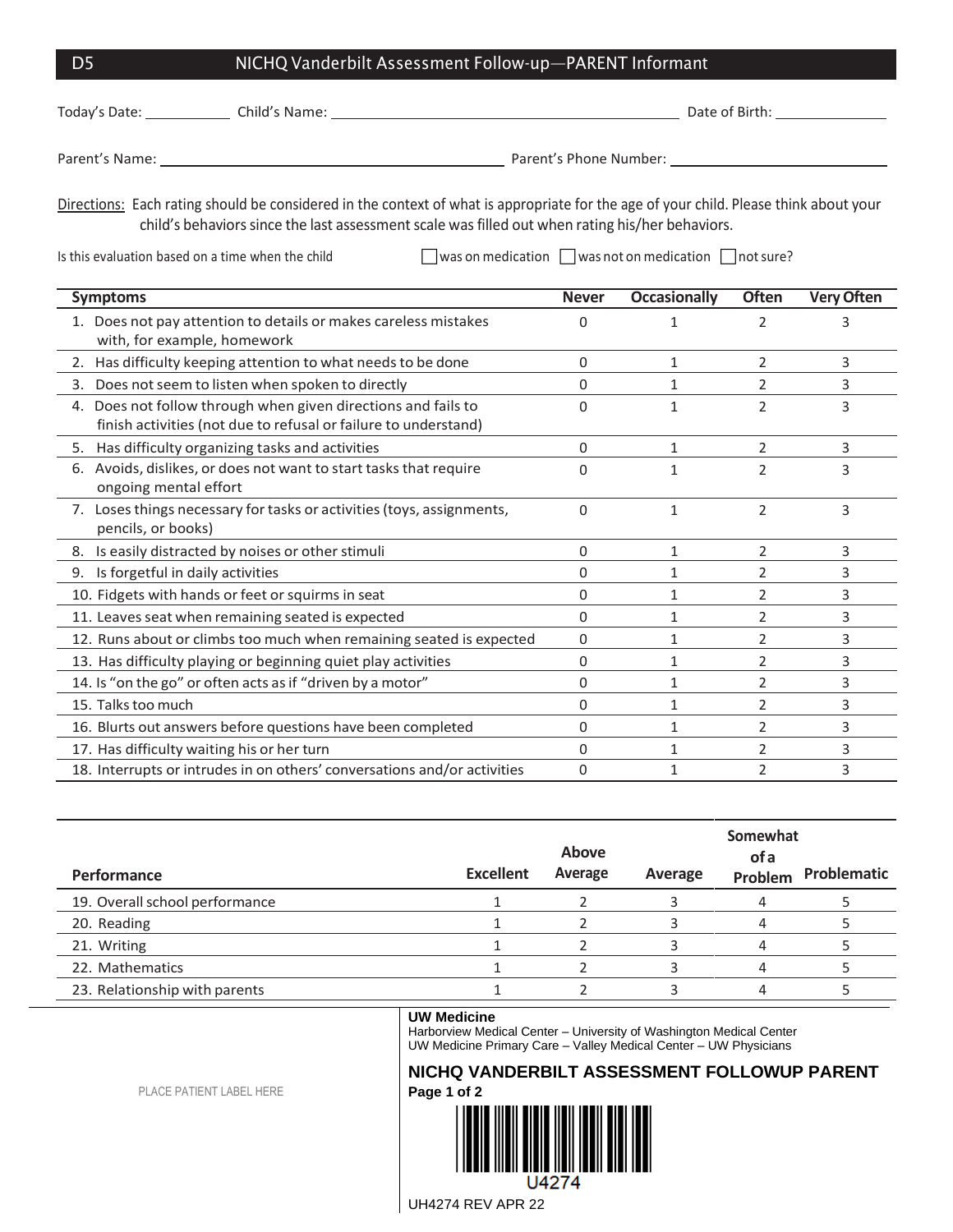## D5 NICHQ Vanderbilt Assessment Follow-up—PARENT Informant

Today's Date: ___________ Child's Name: ________________________________________ Date of Birth: ______________

Parent's Name: ________________________________________ Parent's Phone Number: ________________________________

Directions: Each rating should be considered in the context of what is appropriate for the age of your child. Please think about your child's behaviors since the last assessment scale was filled out when rating his/her behaviors.

Is this evaluation based on a time when the child ☐ was on medication ☐ was not on medication ☐ not sure?

| Symptoms | Never | Occasionally | Often | Very Often |
|---|---|---|---|---|
| 1. Does not pay attention to details or makes careless mistakes with, for example, homework | 0 | 1 | 2 | 3 |
| 2. Has difficulty keeping attention to what needs to be done | 0 | 1 | 2 | 3 |
| 3. Does not seem to listen when spoken to directly | 0 | 1 | 2 | 3 |
| 4. Does not follow through when given directions and fails to finish activities (not due to refusal or failure to understand) | 0 | 1 | 2 | 3 |
| 5. Has difficulty organizing tasks and activities | 0 | 1 | 2 | 3 |
| 6. Avoids, dislikes, or does not want to start tasks that require ongoing mental effort | 0 | 1 | 2 | 3 |
| 7. Loses things necessary for tasks or activities (toys, assignments, pencils, or books) | 0 | 1 | 2 | 3 |
| 8. Is easily distracted by noises or other stimuli | 0 | 1 | 2 | 3 |
| 9. Is forgetful in daily activities | 0 | 1 | 2 | 3 |
| 10. Fidgets with hands or feet or squirms in seat | 0 | 1 | 2 | 3 |
| 11. Leaves seat when remaining seated is expected | 0 | 1 | 2 | 3 |
| 12. Runs about or climbs too much when remaining seated is expected | 0 | 1 | 2 | 3 |
| 13. Has difficulty playing or beginning quiet play activities | 0 | 1 | 2 | 3 |
| 14. Is "on the go" or often acts as if "driven by a motor" | 0 | 1 | 2 | 3 |
| 15. Talks too much | 0 | 1 | 2 | 3 |
| 16. Blurts out answers before questions have been completed | 0 | 1 | 2 | 3 |
| 17. Has difficulty waiting his or her turn | 0 | 1 | 2 | 3 |
| 18. Interrupts or intrudes in on others' conversations and/or activities | 0 | 1 | 2 | 3 |

| Performance | Excellent | Above Average | Average | Somewhat of a Problem | Problematic |
|---|---|---|---|---|---|
| 19. Overall school performance | 1 | 2 | 3 | 4 | 5 |
| 20. Reading | 1 | 2 | 3 | 4 | 5 |
| 21. Writing | 1 | 2 | 3 | 4 | 5 |
| 22. Mathematics | 1 | 2 | 3 | 4 | 5 |
| 23. Relationship with parents | 1 | 2 | 3 | 4 | 5 |

PLACE PATIENT LABEL HERE

**UW Medicine**
Harborview Medical Center – University of Washington Medical Center
UW Medicine Primary Care – Valley Medical Center – UW Physicians

**NICHQ VANDERBILT ASSESSMENT FOLLOWUP PARENT**
**Page 1 of 2**

U4274

UH4274 REV APR 22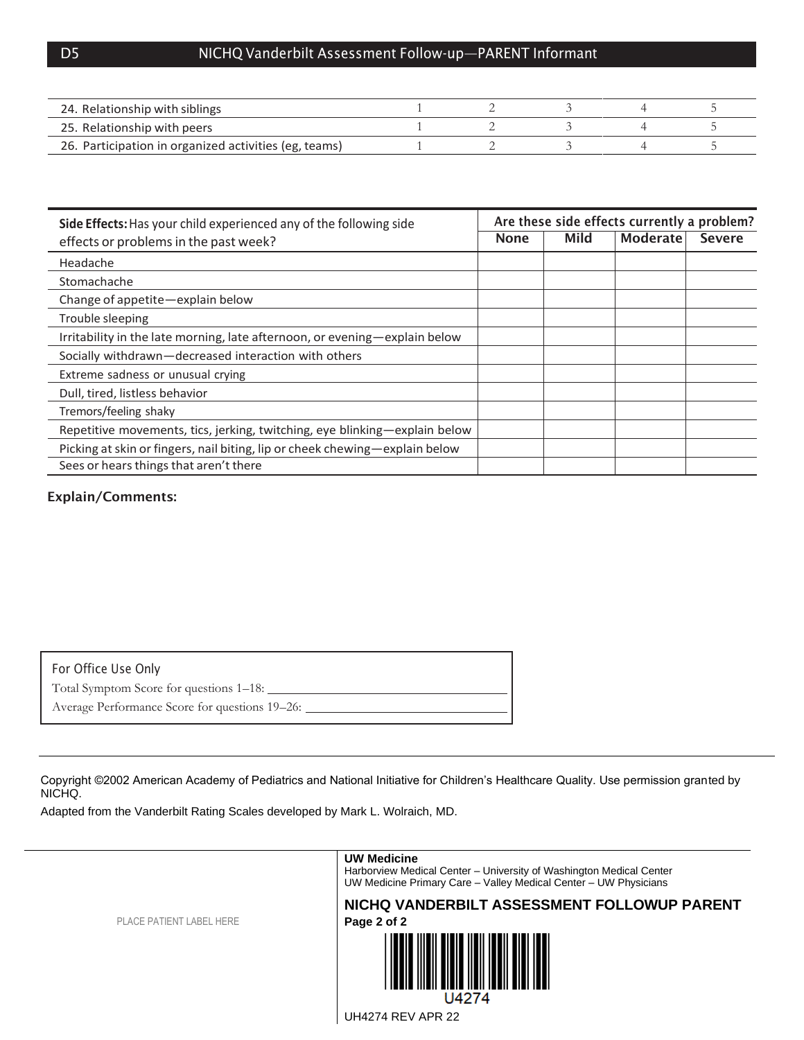## D5 NICHQ Vanderbilt Assessment Follow-up—PARENT Informant

| | | | | | |
|---|---|---|---|---|---|
| 24. Relationship with siblings | 1 | 2 | 3 | 4 | 5 |
| 25. Relationship with peers | 1 | 2 | 3 | 4 | 5 |
| 26. Participation in organized activities (eg, teams) | 1 | 2 | 3 | 4 | 5 |

| **Side Effects:** Has your child experienced any of the following side effects or problems in the past week? | Are these side effects currently a problem? | | | |
|---|---|---|---|---|
| | **None** | **Mild** | **Moderate** | **Severe** |
| Headache | | | | |
| Stomachache | | | | |
| Change of appetite—explain below | | | | |
| Trouble sleeping | | | | |
| Irritability in the late morning, late afternoon, or evening—explain below | | | | |
| Socially withdrawn—decreased interaction with others | | | | |
| Extreme sadness or unusual crying | | | | |
| Dull, tired, listless behavior | | | | |
| Tremors/feeling shaky | | | | |
| Repetitive movements, tics, jerking, twitching, eye blinking—explain below | | | | |
| Picking at skin or fingers, nail biting, lip or cheek chewing—explain below | | | | |
| Sees or hears things that aren't there | | | | |

**Explain/Comments:**

For Office Use Only

Total Symptom Score for questions 1–18: ___________

Average Performance Score for questions 19–26: ___________

Copyright ©2002 American Academy of Pediatrics and National Initiative for Children's Healthcare Quality. Use permission granted by NICHQ.

Adapted from the Vanderbilt Rating Scales developed by Mark L. Wolraich, MD.

PLACE PATIENT LABEL HERE

**UW Medicine**
Harborview Medical Center – University of Washington Medical Center
UW Medicine Primary Care – Valley Medical Center – UW Physicians

**NICHQ VANDERBILT ASSESSMENT FOLLOWUP PARENT**
**Page 2 of 2**

U4274

UH4274 REV APR 22